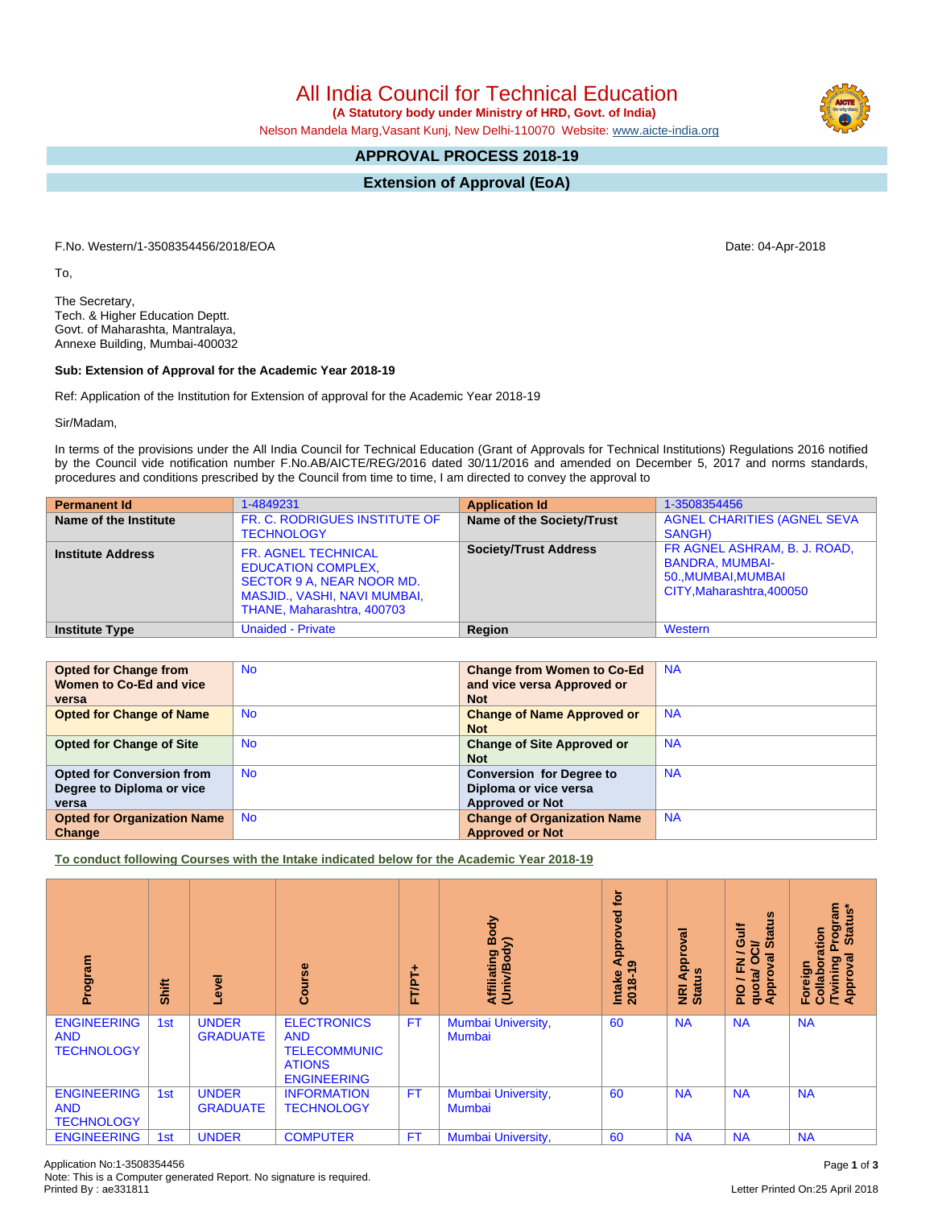# All India Council for Technical Education

**(A Statutory body under Ministry of HRD, Govt. of India)**

Nelson Mandela Marg,Vasant Kunj, New Delhi-110070 Website: www.aicte-india.org

## APPROVAL PROCESS 2018-19

## Extension of Approval (EoA)

F.No. Western/1-3508354456/2018/EOA

Date: 04-Apr-2018

To,

The Secretary,
Tech. & Higher Education Deptt.
Govt. of Maharashta, Mantralaya,
Annexe Building, Mumbai-400032

**Sub: Extension of Approval for the Academic Year 2018-19**

Ref: Application of the Institution for Extension of approval for the Academic Year 2018-19

Sir/Madam,

In terms of the provisions under the All India Council for Technical Education (Grant of Approvals for Technical Institutions) Regulations 2016 notified by the Council vide notification number F.No.AB/AICTE/REG/2016 dated 30/11/2016 and amended on December 5, 2017 and norms standards, procedures and conditions prescribed by the Council from time to time, I am directed to convey the approval to

| Permanent Id | 1-4849231 | Application Id | 1-3508354456 |
|---|---|---|---|
| Name of the Institute | FR. C. RODRIGUES INSTITUTE OF TECHNOLOGY | Name of the Society/Trust | AGNEL CHARITIES (AGNEL SEVA SANGH) |
| Institute Address | FR. AGNEL TECHNICAL EDUCATION COMPLEX, SECTOR 9 A, NEAR NOOR MD. MASJID., VASHI, NAVI MUMBAI, THANE, Maharashtra, 400703 | Society/Trust Address | FR AGNEL ASHRAM, B. J. ROAD, BANDRA, MUMBAI-50.,MUMBAI,MUMBAI CITY,Maharashtra,400050 |
| Institute Type | Unaided - Private | Region | Western |

| Opted for Change from Women to Co-Ed and vice versa | No | Change from Women to Co-Ed and vice versa Approved or Not | NA |
|---|---|---|---|
| Opted for Change of Name | No | Change of Name Approved or Not | NA |
| Opted for Change of Site | No | Change of Site Approved or Not | NA |
| Opted for Conversion from Degree to Diploma or vice versa | No | Conversion for Degree to Diploma or vice versa Approved or Not | NA |
| Opted for Organization Name Change | No | Change of Organization Name Approved or Not | NA |

**To conduct following Courses with the Intake indicated below for the Academic Year 2018-19**

| Program | Shift | Level | Course | FT/PT+ | Affiliating Body (Univ/Body) | Intake Approved for 2018-19 | NRI Approval Status | PIO / FN / Gulf quota/ OCI/ Approval Status | Foreign Collaboration /Twining Program Approval Status* |
|---|---|---|---|---|---|---|---|---|---|
| ENGINEERING AND TECHNOLOGY | 1st | UNDER GRADUATE | ELECTRONICS AND TELECOMMUNICATIONS ENGINEERING | FT | Mumbai University, Mumbai | 60 | NA | NA | NA |
| ENGINEERING AND TECHNOLOGY | 1st | UNDER GRADUATE | INFORMATION TECHNOLOGY | FT | Mumbai University, Mumbai | 60 | NA | NA | NA |
| ENGINEERING | 1st | UNDER | COMPUTER | FT | Mumbai University, | 60 | NA | NA | NA |

Application No:1-3508354456
Note: This is a Computer generated Report. No signature is required.
Printed By : ae331811

Letter Printed On:25 April 2018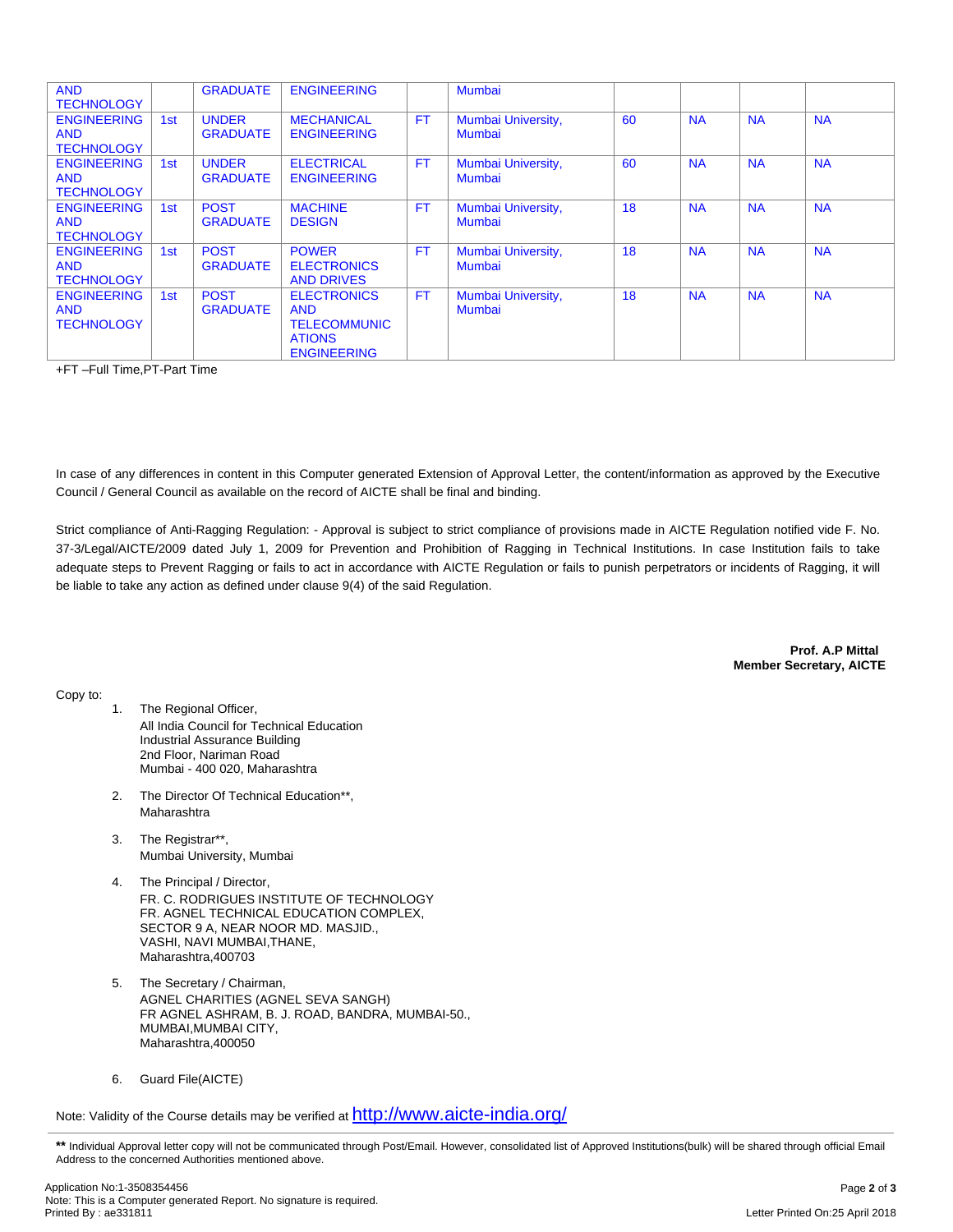| | | | | | | | | | |
|---|---|---|---|---|---|---|---|---|---|
| AND TECHNOLOGY | | GRADUATE | ENGINEERING | | Mumbai | | | | |
| ENGINEERING AND TECHNOLOGY | 1st | UNDER GRADUATE | MECHANICAL ENGINEERING | FT | Mumbai University, Mumbai | 60 | NA | NA | NA |
| ENGINEERING AND TECHNOLOGY | 1st | UNDER GRADUATE | ELECTRICAL ENGINEERING | FT | Mumbai University, Mumbai | 60 | NA | NA | NA |
| ENGINEERING AND TECHNOLOGY | 1st | POST GRADUATE | MACHINE DESIGN | FT | Mumbai University, Mumbai | 18 | NA | NA | NA |
| ENGINEERING AND TECHNOLOGY | 1st | POST GRADUATE | POWER ELECTRONICS AND DRIVES | FT | Mumbai University, Mumbai | 18 | NA | NA | NA |
| ENGINEERING AND TECHNOLOGY | 1st | POST GRADUATE | ELECTRONICS AND TELECOMMUNICATIONS ENGINEERING | FT | Mumbai University, Mumbai | 18 | NA | NA | NA |

+FT –Full Time,PT-Part Time

In case of any differences in content in this Computer generated Extension of Approval Letter, the content/information as approved by the Executive Council / General Council as available on the record of AICTE shall be final and binding.

Strict compliance of Anti-Ragging Regulation: - Approval is subject to strict compliance of provisions made in AICTE Regulation notified vide F. No. 37-3/Legal/AICTE/2009 dated July 1, 2009 for Prevention and Prohibition of Ragging in Technical Institutions. In case Institution fails to take adequate steps to Prevent Ragging or fails to act in accordance with AICTE Regulation or fails to punish perpetrators or incidents of Ragging, it will be liable to take any action as defined under clause 9(4) of the said Regulation.

**Prof. A.P Mittal**
**Member Secretary, AICTE**

Copy to:

1. The Regional Officer,
   All India Council for Technical Education
   Industrial Assurance Building
   2nd Floor, Nariman Road
   Mumbai - 400 020, Maharashtra

2. The Director Of Technical Education**,
   Maharashtra

3. The Registrar**,
   Mumbai University, Mumbai

4. The Principal / Director,
   FR. C. RODRIGUES INSTITUTE OF TECHNOLOGY
   FR. AGNEL TECHNICAL EDUCATION COMPLEX,
   SECTOR 9 A, NEAR NOOR MD. MASJID.,
   VASHI, NAVI MUMBAI,THANE,
   Maharashtra,400703

5. The Secretary / Chairman,
   AGNEL CHARITIES (AGNEL SEVA SANGH)
   FR AGNEL ASHRAM, B. J. ROAD, BANDRA, MUMBAI-50.,
   MUMBAI,MUMBAI CITY,
   Maharashtra,400050

6. Guard File(AICTE)

Note: Validity of the Course details may be verified at http://www.aicte-india.org/

**\*\*** Individual Approval letter copy will not be communicated through Post/Email. However, consolidated list of Approved Institutions(bulk) will be shared through official Email Address to the concerned Authorities mentioned above.

Application No:1-3508354456
Note: This is a Computer generated Report. No signature is required.
Printed By : ae331811

Letter Printed On:25 April 2018